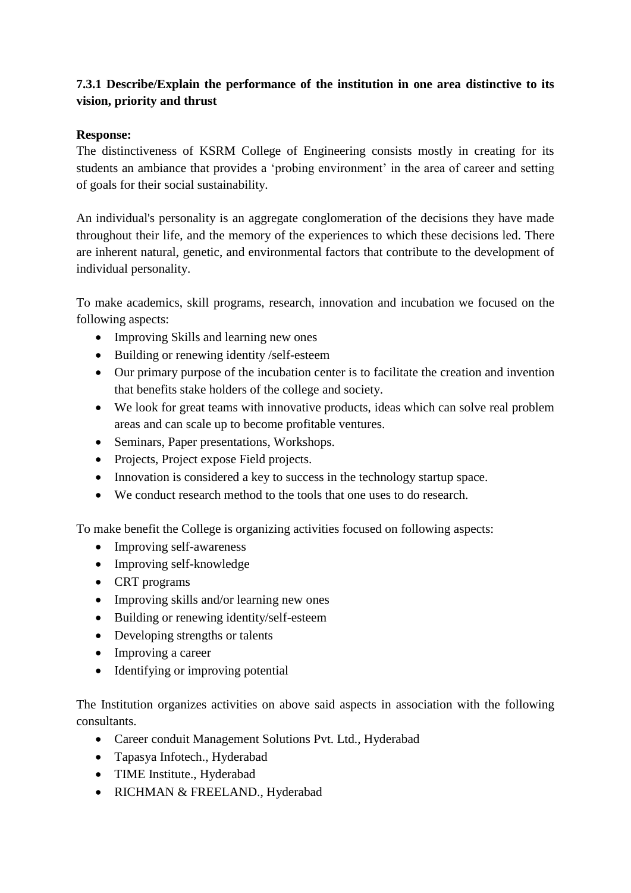**7.3.1 Describe/Explain the performance of the institution in one area distinctive to its vision, priority and thrust**

**Response:**

The distinctiveness of KSRM College of Engineering consists mostly in creating for its students an ambiance that provides a 'probing environment' in the area of career and setting of goals for their social sustainability.

An individual's personality is an aggregate conglomeration of the decisions they have made throughout their life, and the memory of the experiences to which these decisions led. There are inherent natural, genetic, and environmental factors that contribute to the development of individual personality.

To make academics, skill programs, research, innovation and incubation we focused on the following aspects:

- Improving Skills and learning new ones
- Building or renewing identity /self-esteem
- Our primary purpose of the incubation center is to facilitate the creation and invention that benefits stake holders of the college and society.
- We look for great teams with innovative products, ideas which can solve real problem areas and can scale up to become profitable ventures.
- Seminars, Paper presentations, Workshops.
- Projects, Project expose Field projects.
- Innovation is considered a key to success in the technology startup space.
- We conduct research method to the tools that one uses to do research.

To make benefit the College is organizing activities focused on following aspects:

- Improving self-awareness
- Improving self-knowledge
- CRT programs
- Improving skills and/or learning new ones
- Building or renewing identity/self-esteem
- Developing strengths or talents
- Improving a career
- Identifying or improving potential

The Institution organizes activities on above said aspects in association with the following consultants.

- Career conduit Management Solutions Pvt. Ltd., Hyderabad
- Tapasya Infotech., Hyderabad
- TIME Institute., Hyderabad
- RICHMAN & FREELAND., Hyderabad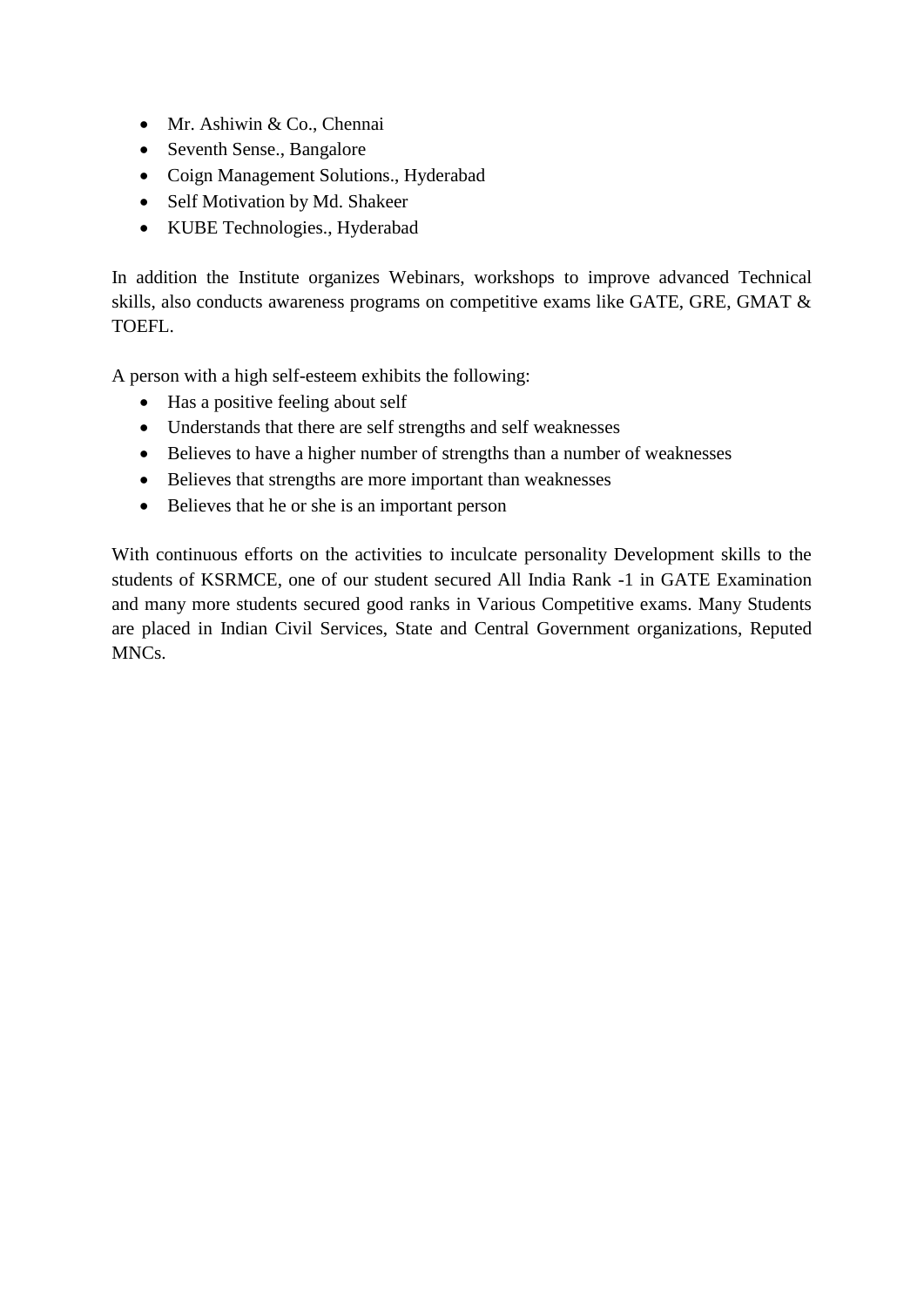- Mr. Ashiwin & Co., Chennai
- Seventh Sense., Bangalore
- Coign Management Solutions., Hyderabad
- Self Motivation by Md. Shakeer
- KUBE Technologies., Hyderabad

In addition the Institute organizes Webinars, workshops to improve advanced Technical skills, also conducts awareness programs on competitive exams like GATE, GRE, GMAT & TOEFL.

A person with a high self-esteem exhibits the following:

- Has a positive feeling about self
- Understands that there are self strengths and self weaknesses
- Believes to have a higher number of strengths than a number of weaknesses
- Believes that strengths are more important than weaknesses
- Believes that he or she is an important person

With continuous efforts on the activities to inculcate personality Development skills to the students of KSRMCE, one of our student secured All India Rank -1 in GATE Examination and many more students secured good ranks in Various Competitive exams. Many Students are placed in Indian Civil Services, State and Central Government organizations, Reputed MNCs.